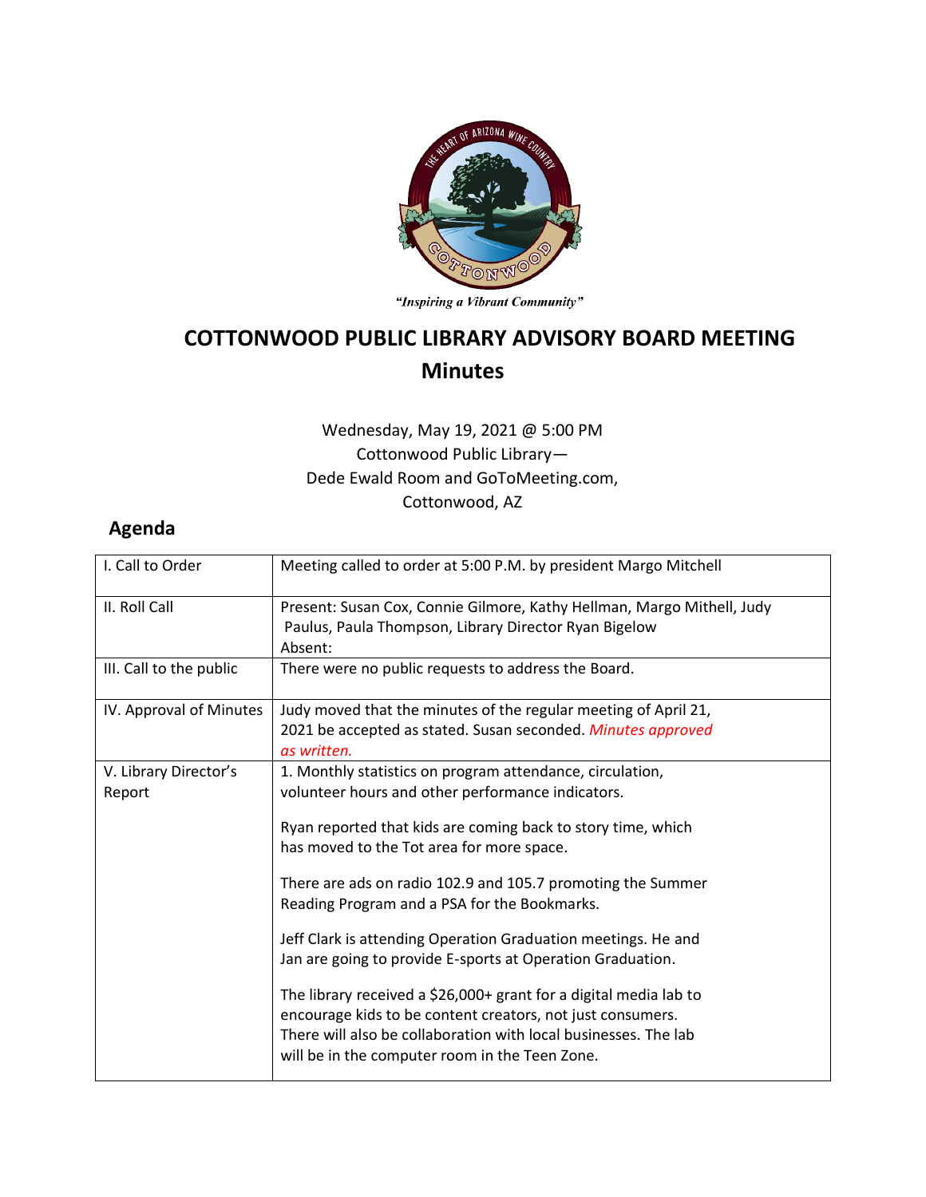*"Inspiring a Vibrant Community"*

# COTTONWOOD PUBLIC LIBRARY ADVISORY BOARD MEETING

## Minutes

Wednesday, May 19, 2021 @ 5:00 PM
Cottonwood Public Library—
Dede Ewald Room and GoToMeeting.com,
Cottonwood, AZ

## Agenda

| | |
|---|---|
| I. Call to Order | Meeting called to order at 5:00 P.M. by president Margo Mitchell |
| II. Roll Call | Present: Susan Cox, Connie Gilmore, Kathy Hellman, Margo Mithell, Judy Paulus, Paula Thompson, Library Director Ryan Bigelow<br>Absent: |
| III. Call to the public | There were no public requests to address the Board. |
| IV. Approval of Minutes | Judy moved that the minutes of the regular meeting of April 21, 2021 be accepted as stated. Susan seconded. *Minutes approved as written.* |
| V. Library Director's Report | 1. Monthly statistics on program attendance, circulation, volunteer hours and other performance indicators.<br><br>Ryan reported that kids are coming back to story time, which has moved to the Tot area for more space.<br><br>There are ads on radio 102.9 and 105.7 promoting the Summer Reading Program and a PSA for the Bookmarks.<br><br>Jeff Clark is attending Operation Graduation meetings. He and Jan are going to provide E-sports at Operation Graduation.<br><br>The library received a $26,000+ grant for a digital media lab to encourage kids to be content creators, not just consumers. There will also be collaboration with local businesses. The lab will be in the computer room in the Teen Zone. |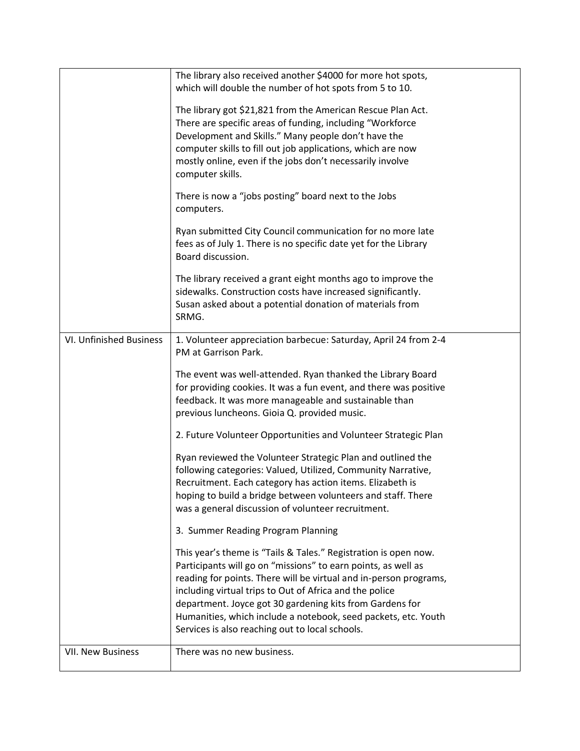| | |
|---|---|
| | The library also received another $4000 for more hot spots, which will double the number of hot spots from 5 to 10.<br><br>The library got $21,821 from the American Rescue Plan Act. There are specific areas of funding, including "Workforce Development and Skills." Many people don't have the computer skills to fill out job applications, which are now mostly online, even if the jobs don't necessarily involve computer skills.<br><br>There is now a "jobs posting" board next to the Jobs computers.<br><br>Ryan submitted City Council communication for no more late fees as of July 1. There is no specific date yet for the Library Board discussion.<br><br>The library received a grant eight months ago to improve the sidewalks. Construction costs have increased significantly. Susan asked about a potential donation of materials from SRMG. |
| VI. Unfinished Business | 1. Volunteer appreciation barbecue: Saturday, April 24 from 2-4 PM at Garrison Park.<br><br>The event was well-attended. Ryan thanked the Library Board for providing cookies. It was a fun event, and there was positive feedback. It was more manageable and sustainable than previous luncheons. Gioia Q. provided music.<br><br>2. Future Volunteer Opportunities and Volunteer Strategic Plan<br><br>Ryan reviewed the Volunteer Strategic Plan and outlined the following categories: Valued, Utilized, Community Narrative, Recruitment. Each category has action items. Elizabeth is hoping to build a bridge between volunteers and staff. There was a general discussion of volunteer recruitment.<br><br>3. Summer Reading Program Planning<br><br>This year's theme is "Tails & Tales." Registration is open now. Participants will go on "missions" to earn points, as well as reading for points. There will be virtual and in-person programs, including virtual trips to Out of Africa and the police department. Joyce got 30 gardening kits from Gardens for Humanities, which include a notebook, seed packets, etc. Youth Services is also reaching out to local schools. |
| VII. New Business | There was no new business. |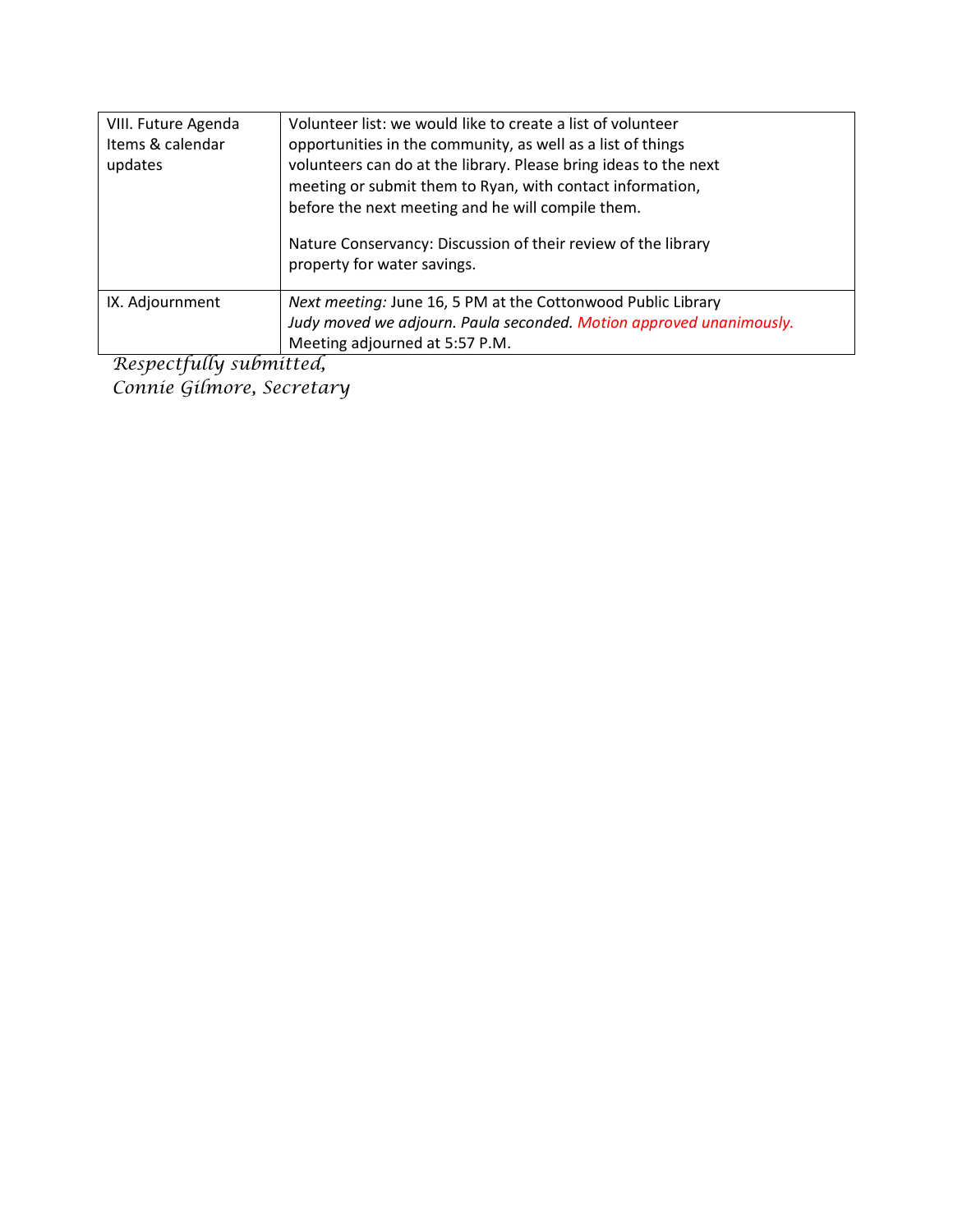| | |
|---|---|
| VIII. Future Agenda Items & calendar updates | Volunteer list: we would like to create a list of volunteer opportunities in the community, as well as a list of things volunteers can do at the library. Please bring ideas to the next meeting or submit them to Ryan, with contact information, before the next meeting and he will compile them.<br><br>Nature Conservancy: Discussion of their review of the library property for water savings. |
| IX. Adjournment | *Next meeting:* June 16, 5 PM at the Cottonwood Public Library<br>*Judy moved we adjourn. Paula seconded. Motion approved unanimously.*<br>Meeting adjourned at 5:57 P.M. |

*Respectfully submitted,*
*Connie Gilmore, Secretary*